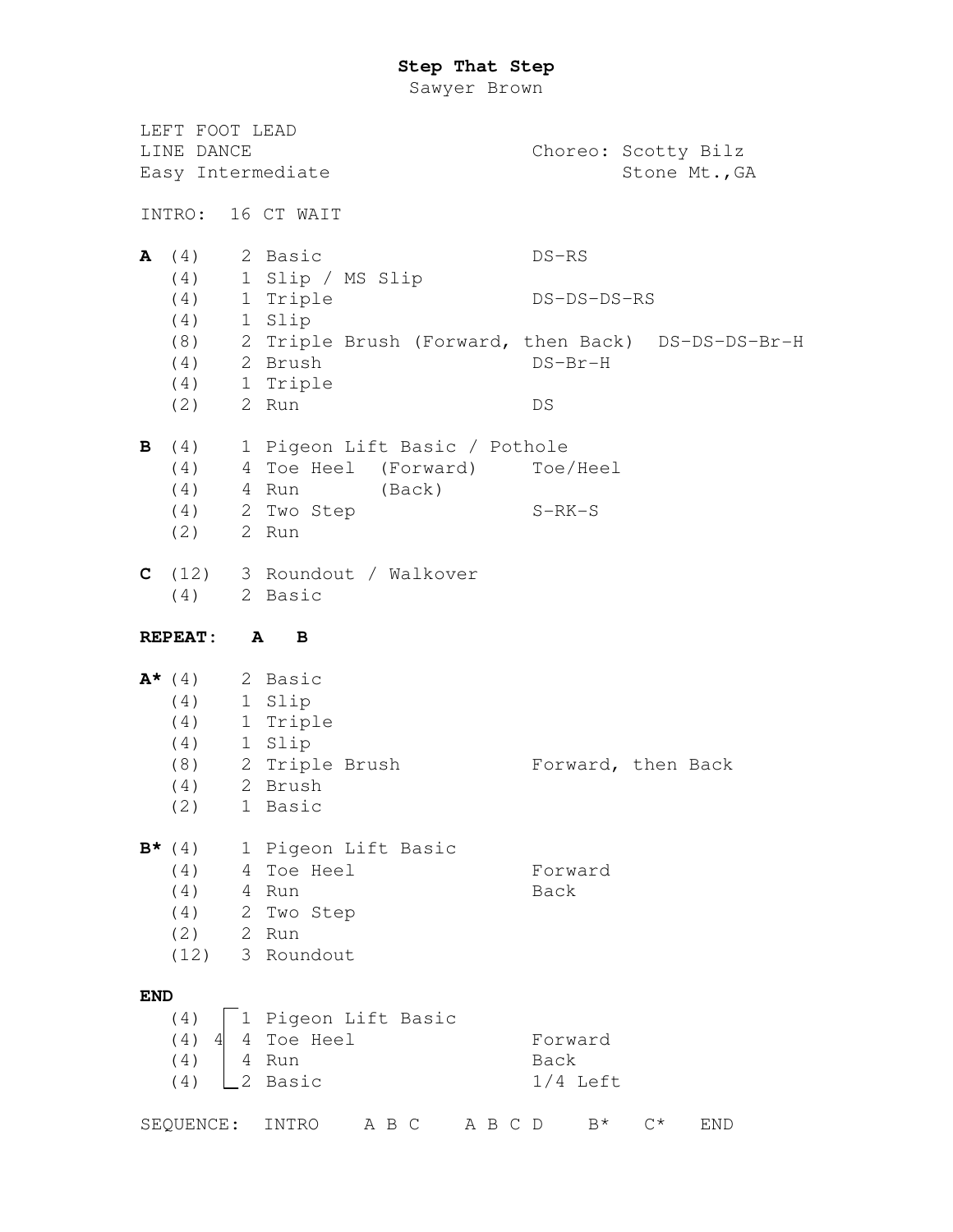# Step That Step

Sawyer Brown

LEFT FOOT LEAD
LINE DANCE
Easy Intermediate

Choreo: Scotty Bilz
Stone Mt.,GA

INTRO: 16 CT WAIT

| | | | |
|---|---|---|---|
| **A** | (4) | 2 Basic | DS-RS |
| | (4) | 1 Slip / MS Slip | |
| | (4) | 1 Triple | DS-DS-DS-RS |
| | (4) | 1 Slip | |
| | (8) | 2 Triple Brush (Forward, then Back) | DS-DS-DS-Br-H |
| | (4) | 2 Brush | DS-Br-H |
| | (4) | 1 Triple | |
| | (2) | 2 Run | DS |

| | | | |
|---|---|---|---|
| **B** | (4) | 1 Pigeon Lift Basic / Pothole | |
| | (4) | 4 Toe Heel (Forward) | Toe/Heel |
| | (4) | 4 Run (Back) | |
| | (4) | 2 Two Step | S-RK-S |
| | (2) | 2 Run | |

| | | | |
|---|---|---|---|
| **C** | (12) | 3 Roundout / Walkover | |
| | (4) | 2 Basic | |

**REPEAT: A B**

| | | | |
|---|---|---|---|
| **A*** | (4) | 2 Basic | |
| | (4) | 1 Slip | |
| | (4) | 1 Triple | |
| | (4) | 1 Slip | |
| | (8) | 2 Triple Brush | Forward, then Back |
| | (4) | 2 Brush | |
| | (2) | 1 Basic | |

| | | | |
|---|---|---|---|
| **B*** | (4) | 1 Pigeon Lift Basic | |
| | (4) | 4 Toe Heel | Forward |
| | (4) | 4 Run | Back |
| | (4) | 2 Two Step | |
| | (2) | 2 Run | |
| | (12) | 3 Roundout | |

**END**

| | | | |
|---|---|---|---|
| (4) | 4 | 1 Pigeon Lift Basic | |
| (4) | | 4 Toe Heel | Forward |
| (4) | | 4 Run | Back |
| (4) | | 2 Basic | 1/4 Left |

SEQUENCE: INTRO A B C A B C D B* C* END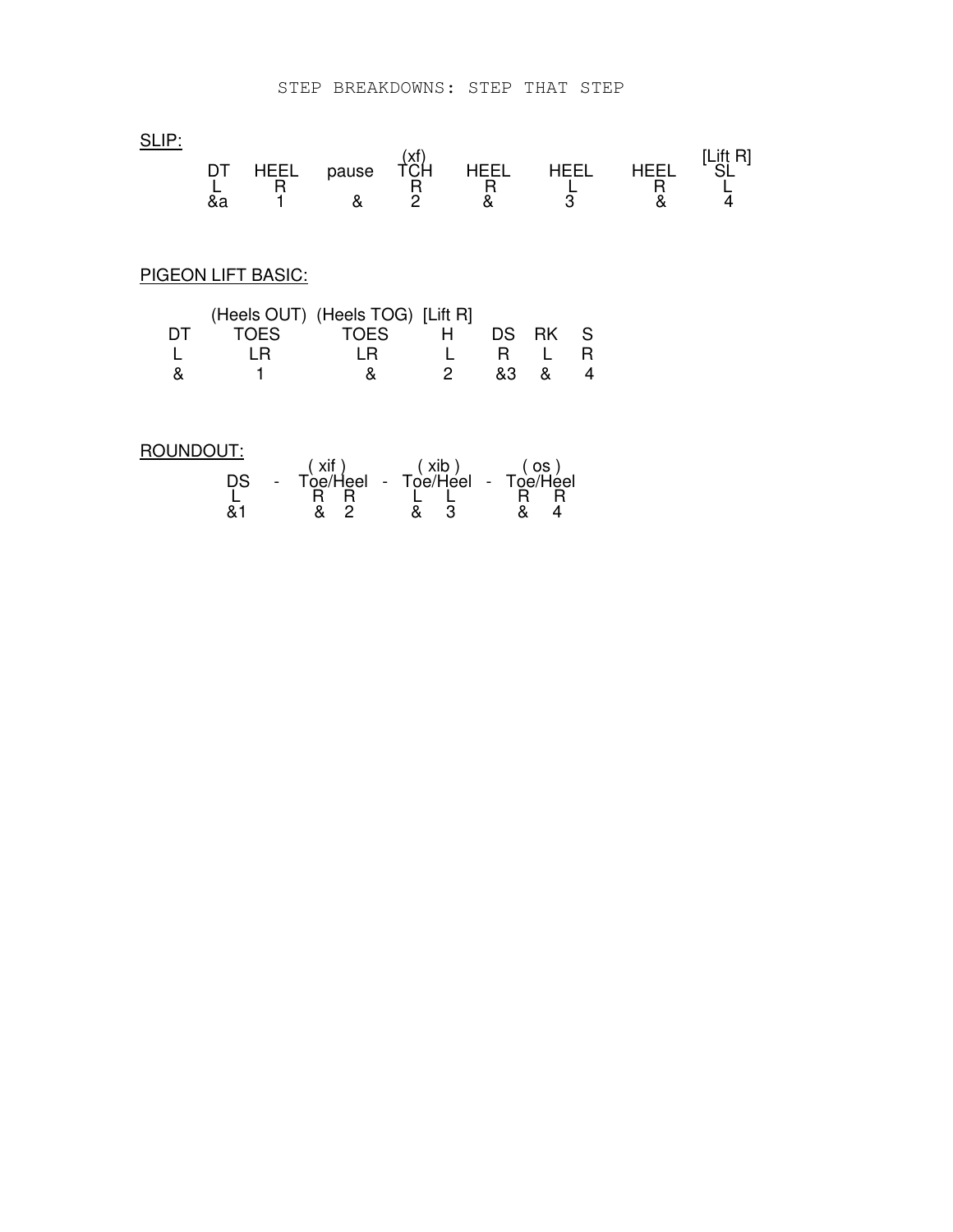# STEP BREAKDOWNS: STEP THAT STEP

**SLIP:**

| | | | | | | | |
|---|---|---|---|---|---|---|---|
| | | | (xf) | | | | [Lift R] |
| DT | HEEL | pause | TCH | HEEL | HEEL | HEEL | SL |
| L | R | | R | R | L | R | L |
| &a | 1 | & | 2 | & | 3 | & | 4 |

**PIGEON LIFT BASIC:**

| | | | | | | |
|---|---|---|---|---|---|---|
| | (Heels OUT) | (Heels TOG) | [Lift R] | | | |
| DT | TOES | TOES | H | DS | RK | S |
| L | LR | LR | L | R | L | R |
| & | 1 | & | 2 | &3 | & | 4 |

**ROUNDOUT:**

| | | | | | | | | | |
|---|---|---|---|---|---|---|---|---|---|
| | | ( xif ) | | | ( xib ) | | | ( os ) | |
| DS | - | Toe/Heel | | - | Toe/Heel | | - | Toe/Heel | |
| L | | R | R | | L | L | | R | R |
| &1 | | & | 2 | | & | 3 | | & | 4 |